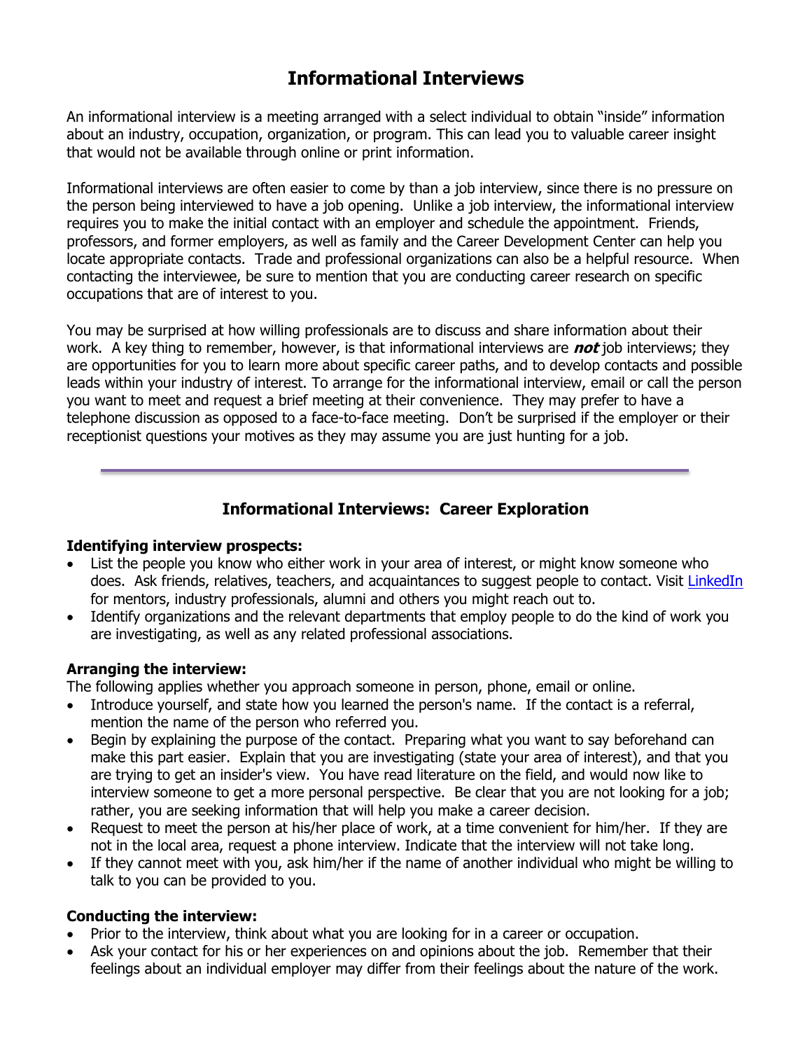# Informational Interviews

An informational interview is a meeting arranged with a select individual to obtain "inside" information about an industry, occupation, organization, or program. This can lead you to valuable career insight that would not be available through online or print information.

Informational interviews are often easier to come by than a job interview, since there is no pressure on the person being interviewed to have a job opening. Unlike a job interview, the informational interview requires you to make the initial contact with an employer and schedule the appointment. Friends, professors, and former employers, as well as family and the Career Development Center can help you locate appropriate contacts. Trade and professional organizations can also be a helpful resource. When contacting the interviewee, be sure to mention that you are conducting career research on specific occupations that are of interest to you.

You may be surprised at how willing professionals are to discuss and share information about their work. A key thing to remember, however, is that informational interviews are ***not*** job interviews; they are opportunities for you to learn more about specific career paths, and to develop contacts and possible leads within your industry of interest. To arrange for the informational interview, email or call the person you want to meet and request a brief meeting at their convenience. They may prefer to have a telephone discussion as opposed to a face-to-face meeting. Don't be surprised if the employer or their receptionist questions your motives as they may assume you are just hunting for a job.

---

## Informational Interviews: Career Exploration

**Identifying interview prospects:**

- List the people you know who either work in your area of interest, or might know someone who does. Ask friends, relatives, teachers, and acquaintances to suggest people to contact. Visit LinkedIn for mentors, industry professionals, alumni and others you might reach out to.
- Identify organizations and the relevant departments that employ people to do the kind of work you are investigating, as well as any related professional associations.

**Arranging the interview:**

The following applies whether you approach someone in person, phone, email or online.

- Introduce yourself, and state how you learned the person's name. If the contact is a referral, mention the name of the person who referred you.
- Begin by explaining the purpose of the contact. Preparing what you want to say beforehand can make this part easier. Explain that you are investigating (state your area of interest), and that you are trying to get an insider's view. You have read literature on the field, and would now like to interview someone to get a more personal perspective. Be clear that you are not looking for a job; rather, you are seeking information that will help you make a career decision.
- Request to meet the person at his/her place of work, at a time convenient for him/her. If they are not in the local area, request a phone interview. Indicate that the interview will not take long.
- If they cannot meet with you, ask him/her if the name of another individual who might be willing to talk to you can be provided to you.

**Conducting the interview:**

- Prior to the interview, think about what you are looking for in a career or occupation.
- Ask your contact for his or her experiences on and opinions about the job. Remember that their feelings about an individual employer may differ from their feelings about the nature of the work.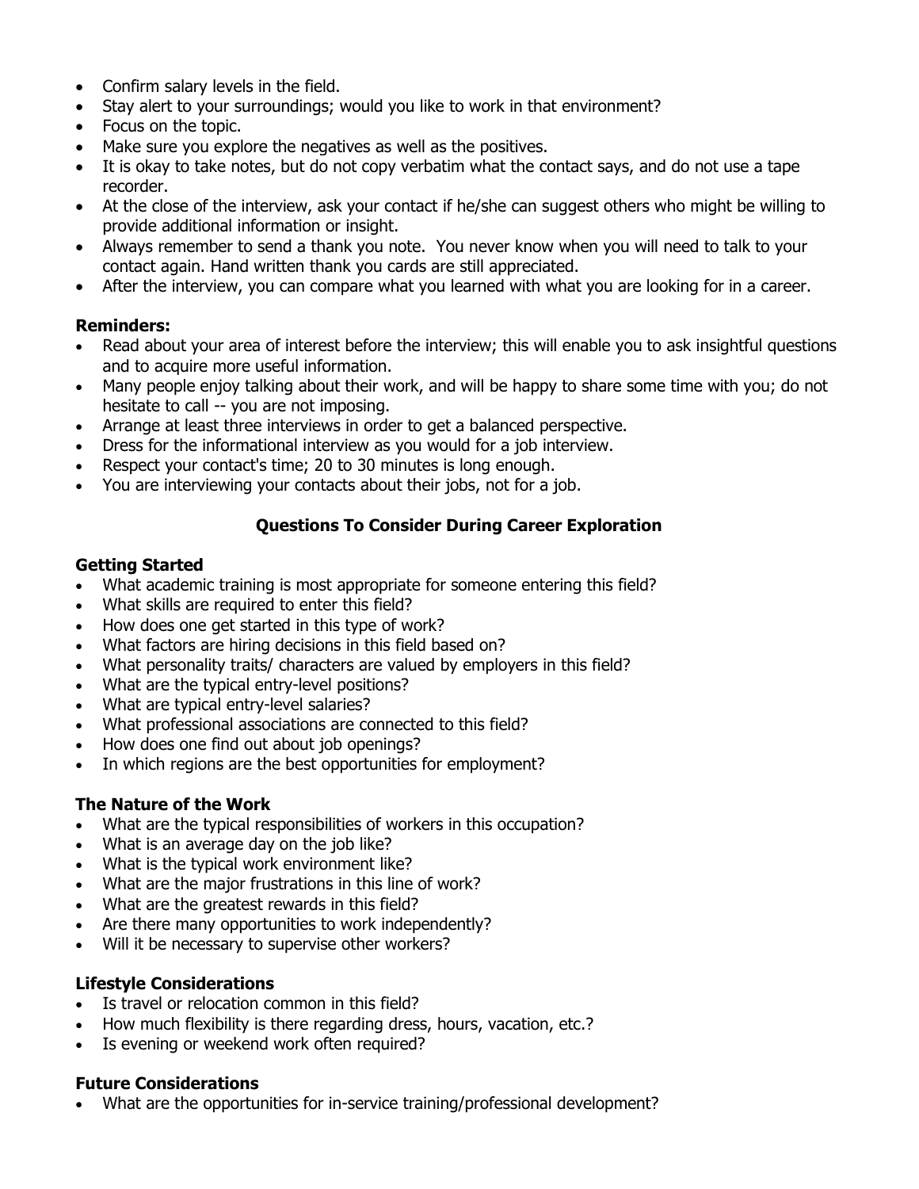- Confirm salary levels in the field.
- Stay alert to your surroundings; would you like to work in that environment?
- Focus on the topic.
- Make sure you explore the negatives as well as the positives.
- It is okay to take notes, but do not copy verbatim what the contact says, and do not use a tape recorder.
- At the close of the interview, ask your contact if he/she can suggest others who might be willing to provide additional information or insight.
- Always remember to send a thank you note.  You never know when you will need to talk to your contact again. Hand written thank you cards are still appreciated.
- After the interview, you can compare what you learned with what you are looking for in a career.

**Reminders:**

- Read about your area of interest before the interview; this will enable you to ask insightful questions and to acquire more useful information.
- Many people enjoy talking about their work, and will be happy to share some time with you; do not hesitate to call -- you are not imposing.
- Arrange at least three interviews in order to get a balanced perspective.
- Dress for the informational interview as you would for a job interview.
- Respect your contact's time; 20 to 30 minutes is long enough.
- You are interviewing your contacts about their jobs, not for a job.

## Questions To Consider During Career Exploration

**Getting Started**

- What academic training is most appropriate for someone entering this field?
- What skills are required to enter this field?
- How does one get started in this type of work?
- What factors are hiring decisions in this field based on?
- What personality traits/ characters are valued by employers in this field?
- What are the typical entry-level positions?
- What are typical entry-level salaries?
- What professional associations are connected to this field?
- How does one find out about job openings?
- In which regions are the best opportunities for employment?

**The Nature of the Work**

- What are the typical responsibilities of workers in this occupation?
- What is an average day on the job like?
- What is the typical work environment like?
- What are the major frustrations in this line of work?
- What are the greatest rewards in this field?
- Are there many opportunities to work independently?
- Will it be necessary to supervise other workers?

**Lifestyle Considerations**

- Is travel or relocation common in this field?
- How much flexibility is there regarding dress, hours, vacation, etc.?
- Is evening or weekend work often required?

**Future Considerations**

- What are the opportunities for in-service training/professional development?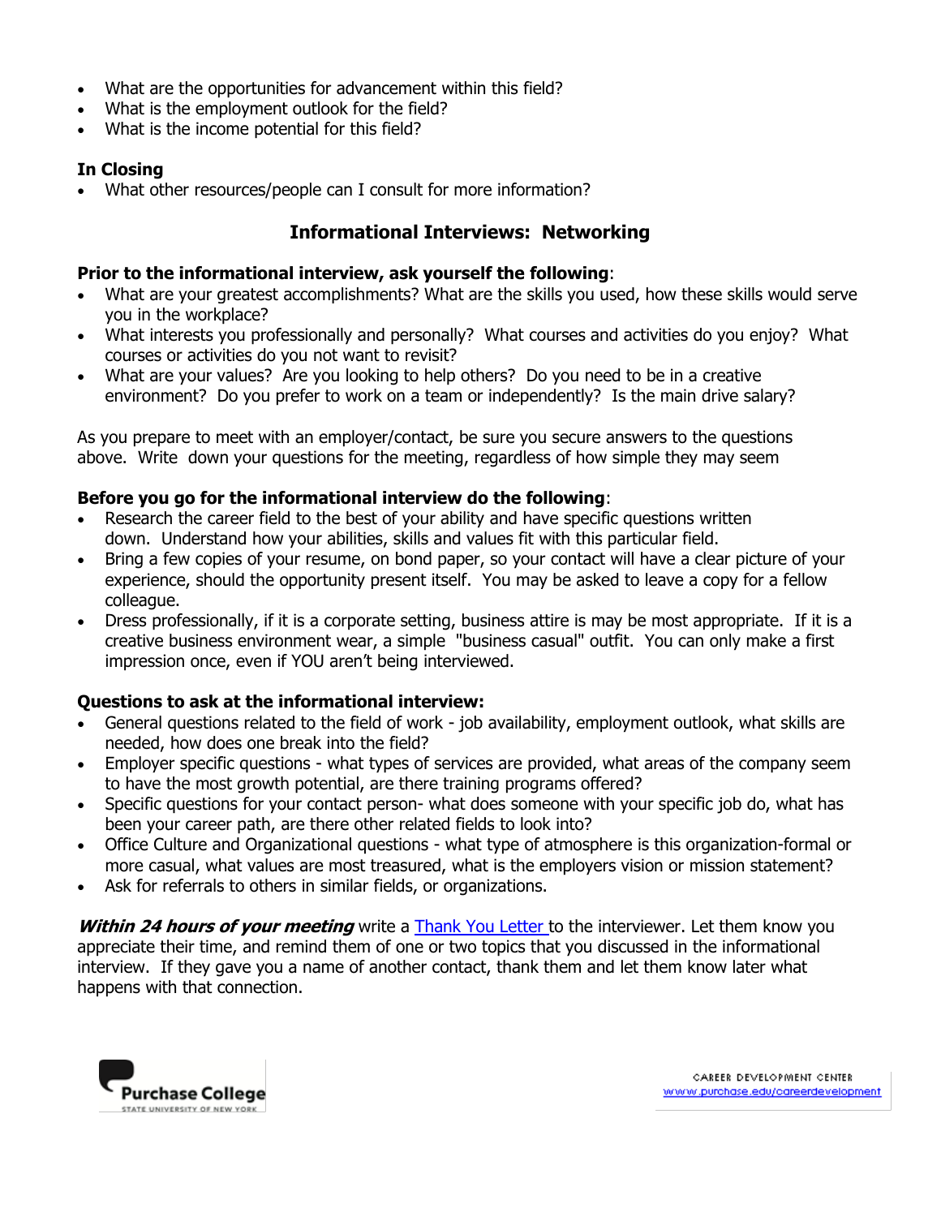- What are the opportunities for advancement within this field?
- What is the employment outlook for the field?
- What is the income potential for this field?

**In Closing**

- What other resources/people can I consult for more information?

## Informational Interviews: Networking

**Prior to the informational interview, ask yourself the following**:

- What are your greatest accomplishments? What are the skills you used, how these skills would serve you in the workplace?
- What interests you professionally and personally? What courses and activities do you enjoy? What courses or activities do you not want to revisit?
- What are your values? Are you looking to help others? Do you need to be in a creative environment? Do you prefer to work on a team or independently? Is the main drive salary?

As you prepare to meet with an employer/contact, be sure you secure answers to the questions above. Write down your questions for the meeting, regardless of how simple they may seem

**Before you go for the informational interview do the following**:

- Research the career field to the best of your ability and have specific questions written down. Understand how your abilities, skills and values fit with this particular field.
- Bring a few copies of your resume, on bond paper, so your contact will have a clear picture of your experience, should the opportunity present itself. You may be asked to leave a copy for a fellow colleague.
- Dress professionally, if it is a corporate setting, business attire is may be most appropriate. If it is a creative business environment wear, a simple "business casual" outfit. You can only make a first impression once, even if YOU aren't being interviewed.

**Questions to ask at the informational interview:**

- General questions related to the field of work - job availability, employment outlook, what skills are needed, how does one break into the field?
- Employer specific questions - what types of services are provided, what areas of the company seem to have the most growth potential, are there training programs offered?
- Specific questions for your contact person- what does someone with your specific job do, what has been your career path, are there other related fields to look into?
- Office Culture and Organizational questions - what type of atmosphere is this organization-formal or more casual, what values are most treasured, what is the employers vision or mission statement?
- Ask for referrals to others in similar fields, or organizations.

***Within 24 hours of your meeting*** write a Thank You Letter to the interviewer. Let them know you appreciate their time, and remind them of one or two topics that you discussed in the informational interview. If they gave you a name of another contact, thank them and let them know later what happens with that connection.